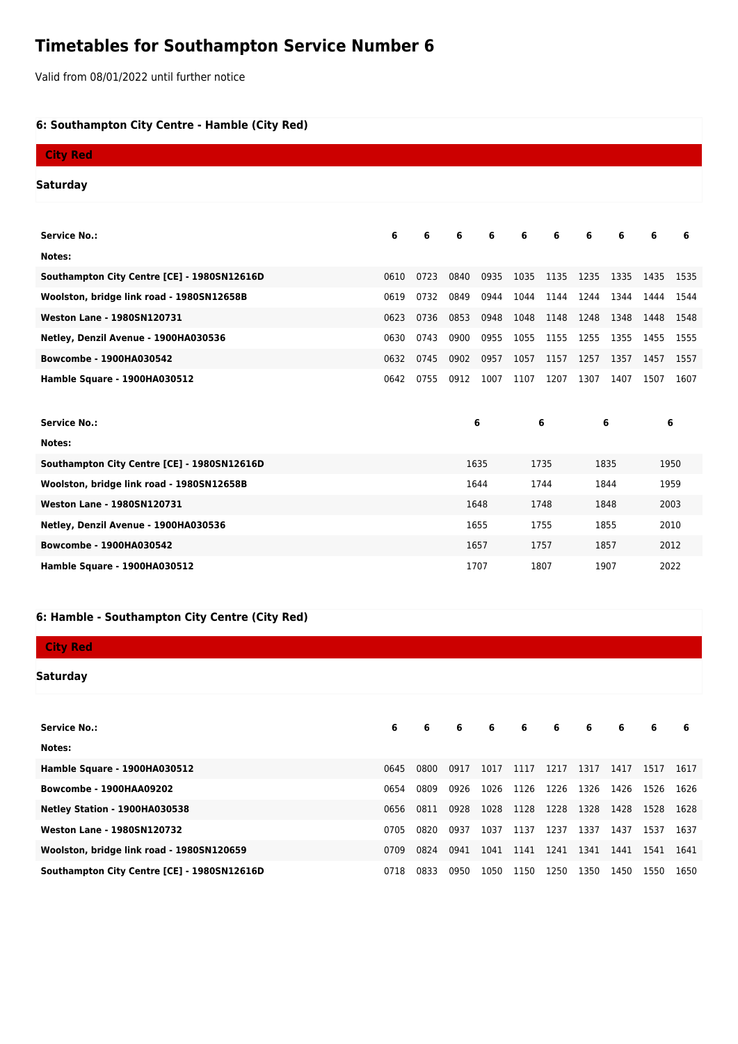# Timetables for Southampton Service Number 6

Valid from 08/01/2022 until further notice

### 6: Southampton City Centre - Hamble (City Red)

**City Red**

**Saturday**

| Service No.: | 6 | 6 | 6 | 6 | 6 | 6 | 6 | 6 | 6 | 6 |
|---|---|---|---|---|---|---|---|---|---|---|
| Notes: | | | | | | | | | | |
| Southampton City Centre [CE] - 1980SN12616D | 0610 | 0723 | 0840 | 0935 | 1035 | 1135 | 1235 | 1335 | 1435 | 1535 |
| Woolston, bridge link road - 1980SN12658B | 0619 | 0732 | 0849 | 0944 | 1044 | 1144 | 1244 | 1344 | 1444 | 1544 |
| Weston Lane - 1980SN120731 | 0623 | 0736 | 0853 | 0948 | 1048 | 1148 | 1248 | 1348 | 1448 | 1548 |
| Netley, Denzil Avenue - 1900HA030536 | 0630 | 0743 | 0900 | 0955 | 1055 | 1155 | 1255 | 1355 | 1455 | 1555 |
| Bowcombe - 1900HA030542 | 0632 | 0745 | 0902 | 0957 | 1057 | 1157 | 1257 | 1357 | 1457 | 1557 |
| Hamble Square - 1900HA030512 | 0642 | 0755 | 0912 | 1007 | 1107 | 1207 | 1307 | 1407 | 1507 | 1607 |

| Service No.: | 6 | 6 | 6 | 6 |
|---|---|---|---|---|
| Notes: | | | | |
| Southampton City Centre [CE] - 1980SN12616D | 1635 | 1735 | 1835 | 1950 |
| Woolston, bridge link road - 1980SN12658B | 1644 | 1744 | 1844 | 1959 |
| Weston Lane - 1980SN120731 | 1648 | 1748 | 1848 | 2003 |
| Netley, Denzil Avenue - 1900HA030536 | 1655 | 1755 | 1855 | 2010 |
| Bowcombe - 1900HA030542 | 1657 | 1757 | 1857 | 2012 |
| Hamble Square - 1900HA030512 | 1707 | 1807 | 1907 | 2022 |

### 6: Hamble - Southampton City Centre (City Red)

**City Red**

**Saturday**

| Service No.: | 6 | 6 | 6 | 6 | 6 | 6 | 6 | 6 | 6 | 6 |
|---|---|---|---|---|---|---|---|---|---|---|
| Notes: | | | | | | | | | | |
| Hamble Square - 1900HA030512 | 0645 | 0800 | 0917 | 1017 | 1117 | 1217 | 1317 | 1417 | 1517 | 1617 |
| Bowcombe - 1900HAA09202 | 0654 | 0809 | 0926 | 1026 | 1126 | 1226 | 1326 | 1426 | 1526 | 1626 |
| Netley Station - 1900HA030538 | 0656 | 0811 | 0928 | 1028 | 1128 | 1228 | 1328 | 1428 | 1528 | 1628 |
| Weston Lane - 1980SN120732 | 0705 | 0820 | 0937 | 1037 | 1137 | 1237 | 1337 | 1437 | 1537 | 1637 |
| Woolston, bridge link road - 1980SN120659 | 0709 | 0824 | 0941 | 1041 | 1141 | 1241 | 1341 | 1441 | 1541 | 1641 |
| Southampton City Centre [CE] - 1980SN12616D | 0718 | 0833 | 0950 | 1050 | 1150 | 1250 | 1350 | 1450 | 1550 | 1650 |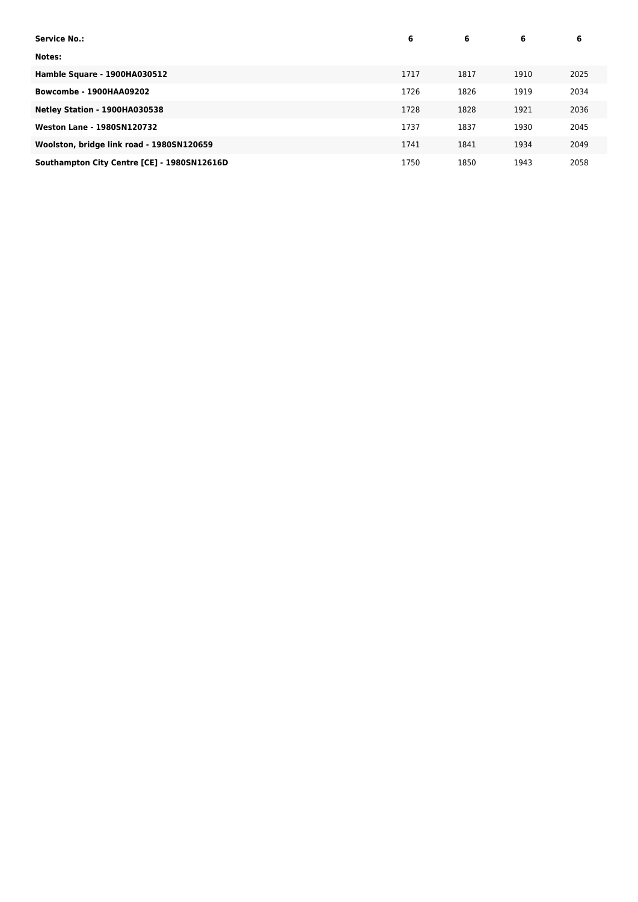| Service No.: | 6 | 6 | 6 | 6 |
|---|---|---|---|---|
| Notes: | | | | |
| Hamble Square - 1900HA030512 | 1717 | 1817 | 1910 | 2025 |
| Bowcombe - 1900HAA09202 | 1726 | 1826 | 1919 | 2034 |
| Netley Station - 1900HA030538 | 1728 | 1828 | 1921 | 2036 |
| Weston Lane - 1980SN120732 | 1737 | 1837 | 1930 | 2045 |
| Woolston, bridge link road - 1980SN120659 | 1741 | 1841 | 1934 | 2049 |
| Southampton City Centre [CE] - 1980SN12616D | 1750 | 1850 | 1943 | 2058 |